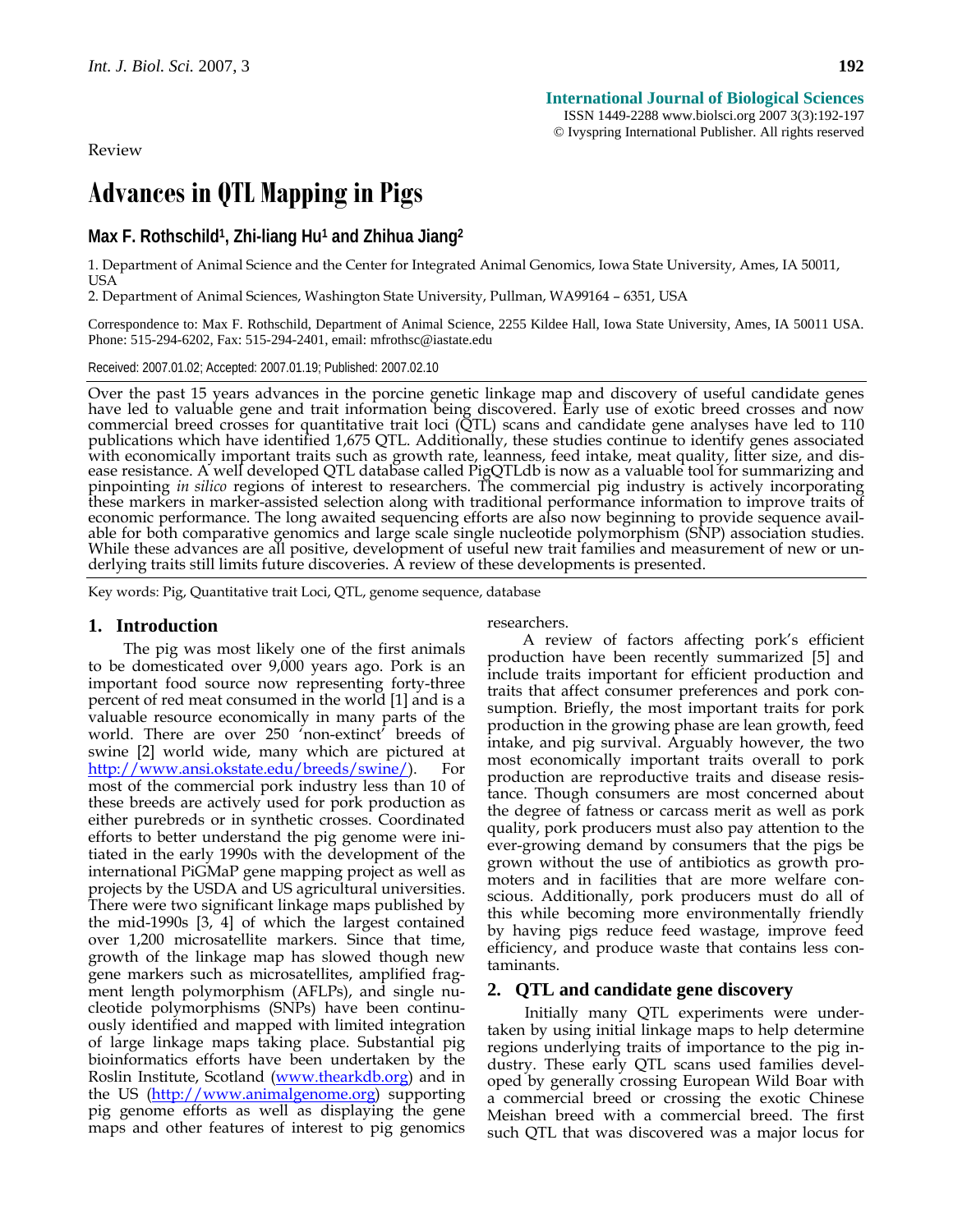Review

# Advances in QTL Mapping in Pigs

**Max F. Rothschild[1], Zhi-liang Hu[1] and Zhihua Jiang[2]**

1. Department of Animal Science and the Center for Integrated Animal Genomics, Iowa State University, Ames, IA 50011, USA
2. Department of Animal Sciences, Washington State University, Pullman, WA99164 – 6351, USA

Correspondence to: Max F. Rothschild, Department of Animal Science, 2255 Kildee Hall, Iowa State University, Ames, IA 50011 USA. Phone: 515-294-6202, Fax: 515-294-2401, email: mfrothsc@iastate.edu

Received: 2007.01.02; Accepted: 2007.01.19; Published: 2007.02.10

Over the past 15 years advances in the porcine genetic linkage map and discovery of useful candidate genes have led to valuable gene and trait information being discovered. Early use of exotic breed crosses and now commercial breed crosses for quantitative trait loci (QTL) scans and candidate gene analyses have led to 110 publications which have identified 1,675 QTL. Additionally, these studies continue to identify genes associated with economically important traits such as growth rate, leanness, feed intake, meat quality, litter size, and disease resistance. A well developed QTL database called PigQTLdb is now as a valuable tool for summarizing and pinpointing *in silico* regions of interest to researchers. The commercial pig industry is actively incorporating these markers in marker-assisted selection along with traditional performance information to improve traits of economic performance. The long awaited sequencing efforts are also now beginning to provide sequence available for both comparative genomics and large scale single nucleotide polymorphism (SNP) association studies. While these advances are all positive, development of useful new trait families and measurement of new or underlying traits still limits future discoveries. A review of these developments is presented.

Key words: Pig, Quantitative trait Loci, QTL, genome sequence, database

## 1. Introduction

The pig was most likely one of the first animals to be domesticated over 9,000 years ago. Pork is an important food source now representing forty-three percent of red meat consumed in the world [1] and is a valuable resource economically in many parts of the world. There are over 250 'non-extinct' breeds of swine [2] world wide, many which are pictured at http://www.ansi.okstate.edu/breeds/swine/). For most of the commercial pork industry less than 10 of these breeds are actively used for pork production as either purebreds or in synthetic crosses. Coordinated efforts to better understand the pig genome were initiated in the early 1990s with the development of the international PiGMaP gene mapping project as well as projects by the USDA and US agricultural universities. There were two significant linkage maps published by the mid-1990s [3, 4] of which the largest contained over 1,200 microsatellite markers. Since that time, growth of the linkage map has slowed though new gene markers such as microsatellites, amplified fragment length polymorphism (AFLPs), and single nucleotide polymorphisms (SNPs) have been continuously identified and mapped with limited integration of large linkage maps taking place. Substantial pig bioinformatics efforts have been undertaken by the Roslin Institute, Scotland (www.thearkdb.org) and in the US (http://www.animalgenome.org) supporting pig genome efforts as well as displaying the gene maps and other features of interest to pig genomics researchers.

A review of factors affecting pork's efficient production have been recently summarized [5] and include traits important for efficient production and traits that affect consumer preferences and pork consumption. Briefly, the most important traits for pork production in the growing phase are lean growth, feed intake, and pig survival. Arguably however, the two most economically important traits overall to pork production are reproductive traits and disease resistance. Though consumers are most concerned about the degree of fatness or carcass merit as well as pork quality, pork producers must also pay attention to the ever-growing demand by consumers that the pigs be grown without the use of antibiotics as growth promoters and in facilities that are more welfare conscious. Additionally, pork producers must do all of this while becoming more environmentally friendly by having pigs reduce feed wastage, improve feed efficiency, and produce waste that contains less contaminants.

## 2. QTL and candidate gene discovery

Initially many QTL experiments were undertaken by using initial linkage maps to help determine regions underlying traits of importance to the pig industry. These early QTL scans used families developed by generally crossing European Wild Boar with a commercial breed or crossing the exotic Chinese Meishan breed with a commercial breed. The first such QTL that was discovered was a major locus for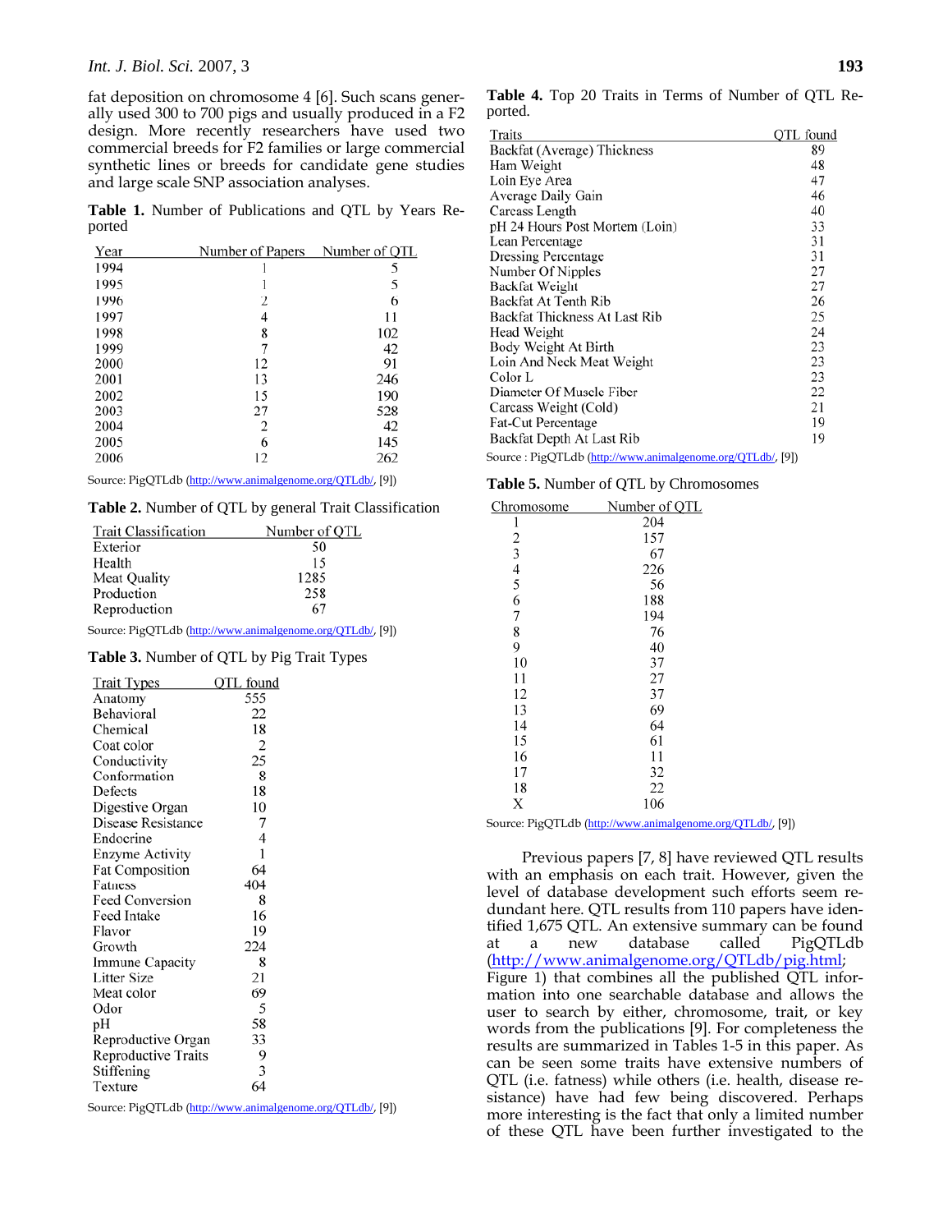fat deposition on chromosome 4 [6]. Such scans generally used 300 to 700 pigs and usually produced in a F2 design. More recently researchers have used two commercial breeds for F2 families or large commercial synthetic lines or breeds for candidate gene studies and large scale SNP association analyses.

**Table 1.** Number of Publications and QTL by Years Reported

| Year | Number of Papers | Number of QTL |
|---|---|---|
| 1994 | 1 | 5 |
| 1995 | 1 | 5 |
| 1996 | 2 | 6 |
| 1997 | 4 | 11 |
| 1998 | 8 | 102 |
| 1999 | 7 | 42 |
| 2000 | 12 | 91 |
| 2001 | 13 | 246 |
| 2002 | 15 | 190 |
| 2003 | 27 | 528 |
| 2004 | 2 | 42 |
| 2005 | 6 | 145 |
| 2006 | 12 | 262 |

Source: PigQTLdb (http://www.animalgenome.org/QTLdb/, [9])

**Table 2.** Number of QTL by general Trait Classification

| Trait Classification | Number of QTL |
|---|---|
| Exterior | 50 |
| Health | 15 |
| Meat Quality | 1285 |
| Production | 258 |
| Reproduction | 67 |

Source: PigQTLdb (http://www.animalgenome.org/QTLdb/, [9])

**Table 3.** Number of QTL by Pig Trait Types

| Trait Types | QTL found |
|---|---|
| Anatomy | 555 |
| Behavioral | 22 |
| Chemical | 18 |
| Coat color | 2 |
| Conductivity | 25 |
| Conformation | 8 |
| Defects | 18 |
| Digestive Organ | 10 |
| Disease Resistance | 7 |
| Endocrine | 4 |
| Enzyme Activity | 1 |
| Fat Composition | 64 |
| Fatness | 404 |
| Feed Conversion | 8 |
| Feed Intake | 16 |
| Flavor | 19 |
| Growth | 224 |
| Immune Capacity | 8 |
| Litter Size | 21 |
| Meat color | 69 |
| Odor | 5 |
| pH | 58 |
| Reproductive Organ | 33 |
| Reproductive Traits | 9 |
| Stiffening | 3 |
| Texture | 64 |

Source: PigQTLdb (http://www.animalgenome.org/QTLdb/, [9])

**Table 4.** Top 20 Traits in Terms of Number of QTL Reported.

| Traits | QTL found |
|---|---|
| Backfat (Average) Thickness | 89 |
| Ham Weight | 48 |
| Loin Eye Area | 47 |
| Average Daily Gain | 46 |
| Carcass Length | 40 |
| pH 24 Hours Post Mortem (Loin) | 33 |
| Lean Percentage | 31 |
| Dressing Percentage | 31 |
| Number Of Nipples | 27 |
| Backfat Weight | 27 |
| Backfat At Tenth Rib | 26 |
| Backfat Thickness At Last Rib | 25 |
| Head Weight | 24 |
| Body Weight At Birth | 23 |
| Loin And Neck Meat Weight | 23 |
| Color L | 23 |
| Diameter Of Muscle Fiber | 22 |
| Carcass Weight (Cold) | 21 |
| Fat-Cut Percentage | 19 |
| Backfat Depth At Last Rib | 19 |

Source : PigQTLdb (http://www.animalgenome.org/QTLdb/, [9])

**Table 5.** Number of QTL by Chromosomes

| Chromosome | Number of QTL |
|---|---|
| 1 | 204 |
| 2 | 157 |
| 3 | 67 |
| 4 | 226 |
| 5 | 56 |
| 6 | 188 |
| 7 | 194 |
| 8 | 76 |
| 9 | 40 |
| 10 | 37 |
| 11 | 27 |
| 12 | 37 |
| 13 | 69 |
| 14 | 64 |
| 15 | 61 |
| 16 | 11 |
| 17 | 32 |
| 18 | 22 |
| X | 106 |

Source: PigQTLdb (http://www.animalgenome.org/QTLdb/, [9])

Previous papers [7, 8] have reviewed QTL results with an emphasis on each trait. However, given the level of database development such efforts seem redundant here. QTL results from 110 papers have identified 1,675 QTL. An extensive summary can be found at a new database called PigQTLdb (http://www.animalgenome.org/QTLdb/pig.html; Figure 1) that combines all the published QTL information into one searchable database and allows the user to search by either, chromosome, trait, or key words from the publications [9]. For completeness the results are summarized in Tables 1-5 in this paper. As can be seen some traits have extensive numbers of QTL (i.e. fatness) while others (i.e. health, disease resistance) have had few being discovered. Perhaps more interesting is the fact that only a limited number of these QTL have been further investigated to the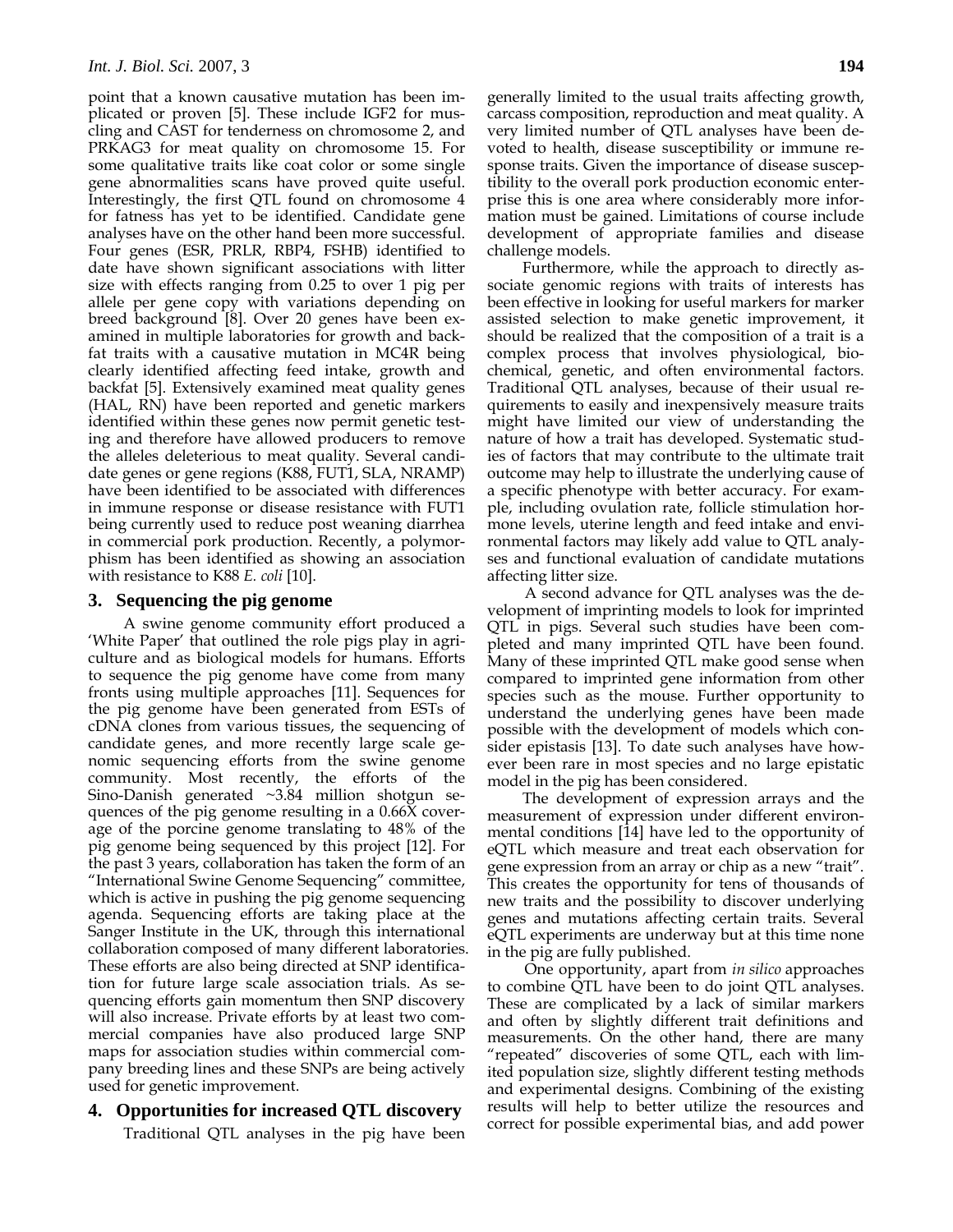point that a known causative mutation has been implicated or proven [5]. These include IGF2 for muscling and CAST for tenderness on chromosome 2, and PRKAG3 for meat quality on chromosome 15. For some qualitative traits like coat color or some single gene abnormalities scans have proved quite useful. Interestingly, the first QTL found on chromosome 4 for fatness has yet to be identified. Candidate gene analyses have on the other hand been more successful. Four genes (ESR, PRLR, RBP4, FSHB) identified to date have shown significant associations with litter size with effects ranging from 0.25 to over 1 pig per allele per gene copy with variations depending on breed background [8]. Over 20 genes have been examined in multiple laboratories for growth and backfat traits with a causative mutation in MC4R being clearly identified affecting feed intake, growth and backfat [5]. Extensively examined meat quality genes (HAL, RN) have been reported and genetic markers identified within these genes now permit genetic testing and therefore have allowed producers to remove the alleles deleterious to meat quality. Several candidate genes or gene regions (K88, FUT1, SLA, NRAMP) have been identified to be associated with differences in immune response or disease resistance with FUT1 being currently used to reduce post weaning diarrhea in commercial pork production. Recently, a polymorphism has been identified as showing an association with resistance to K88 *E. coli* [10].

## 3. Sequencing the pig genome

A swine genome community effort produced a 'White Paper' that outlined the role pigs play in agriculture and as biological models for humans. Efforts to sequence the pig genome have come from many fronts using multiple approaches [11]. Sequences for the pig genome have been generated from ESTs of cDNA clones from various tissues, the sequencing of candidate genes, and more recently large scale genomic sequencing efforts from the swine genome community. Most recently, the efforts of the Sino-Danish generated ~3.84 million shotgun sequences of the pig genome resulting in a 0.66X coverage of the porcine genome translating to 48% of the pig genome being sequenced by this project [12]. For the past 3 years, collaboration has taken the form of an "International Swine Genome Sequencing" committee, which is active in pushing the pig genome sequencing agenda. Sequencing efforts are taking place at the Sanger Institute in the UK, through this international collaboration composed of many different laboratories. These efforts are also being directed at SNP identification for future large scale association trials. As sequencing efforts gain momentum then SNP discovery will also increase. Private efforts by at least two commercial companies have also produced large SNP maps for association studies within commercial company breeding lines and these SNPs are being actively used for genetic improvement.

## 4. Opportunities for increased QTL discovery

Traditional QTL analyses in the pig have been generally limited to the usual traits affecting growth, carcass composition, reproduction and meat quality. A very limited number of QTL analyses have been devoted to health, disease susceptibility or immune response traits. Given the importance of disease susceptibility to the overall pork production economic enterprise this is one area where considerably more information must be gained. Limitations of course include development of appropriate families and disease challenge models.

Furthermore, while the approach to directly associate genomic regions with traits of interests has been effective in looking for useful markers for marker assisted selection to make genetic improvement, it should be realized that the composition of a trait is a complex process that involves physiological, biochemical, genetic, and often environmental factors. Traditional QTL analyses, because of their usual requirements to easily and inexpensively measure traits might have limited our view of understanding the nature of how a trait has developed. Systematic studies of factors that may contribute to the ultimate trait outcome may help to illustrate the underlying cause of a specific phenotype with better accuracy. For example, including ovulation rate, follicle stimulation hormone levels, uterine length and feed intake and environmental factors may likely add value to QTL analyses and functional evaluation of candidate mutations affecting litter size.

A second advance for QTL analyses was the development of imprinting models to look for imprinted QTL in pigs. Several such studies have been completed and many imprinted QTL have been found. Many of these imprinted QTL make good sense when compared to imprinted gene information from other species such as the mouse. Further opportunity to understand the underlying genes have been made possible with the development of models which consider epistasis [13]. To date such analyses have however been rare in most species and no large epistatic model in the pig has been considered.

The development of expression arrays and the measurement of expression under different environmental conditions [14] have led to the opportunity of eQTL which measure and treat each observation for gene expression from an array or chip as a new "trait". This creates the opportunity for tens of thousands of new traits and the possibility to discover underlying genes and mutations affecting certain traits. Several eQTL experiments are underway but at this time none in the pig are fully published.

One opportunity, apart from *in silico* approaches to combine QTL have been to do joint QTL analyses. These are complicated by a lack of similar markers and often by slightly different trait definitions and measurements. On the other hand, there are many "repeated" discoveries of some QTL, each with limited population size, slightly different testing methods and experimental designs. Combining of the existing results will help to better utilize the resources and correct for possible experimental bias, and add power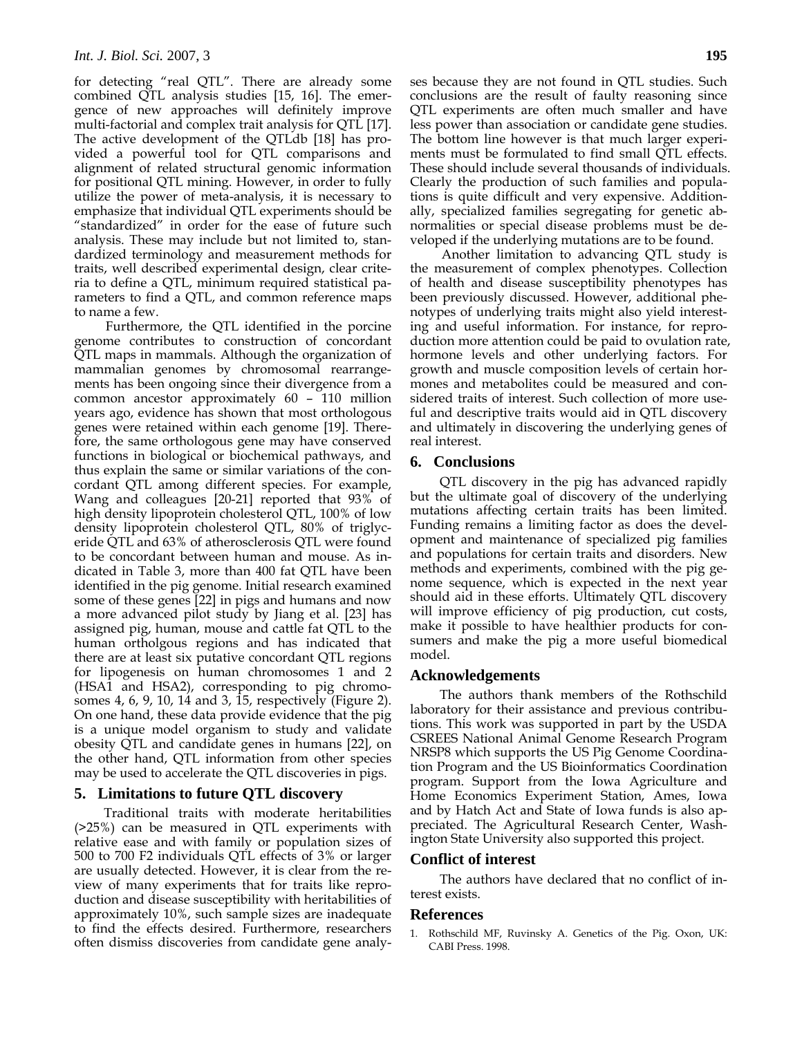for detecting "real QTL". There are already some combined QTL analysis studies [15, 16]. The emergence of new approaches will definitely improve multi-factorial and complex trait analysis for QTL [17]. The active development of the QTLdb [18] has provided a powerful tool for QTL comparisons and alignment of related structural genomic information for positional QTL mining. However, in order to fully utilize the power of meta-analysis, it is necessary to emphasize that individual QTL experiments should be "standardized" in order for the ease of future such analysis. These may include but not limited to, standardized terminology and measurement methods for traits, well described experimental design, clear criteria to define a QTL, minimum required statistical parameters to find a QTL, and common reference maps to name a few.

Furthermore, the QTL identified in the porcine genome contributes to construction of concordant QTL maps in mammals. Although the organization of mammalian genomes by chromosomal rearrangements has been ongoing since their divergence from a common ancestor approximately 60 – 110 million years ago, evidence has shown that most orthologous genes were retained within each genome [19]. Therefore, the same orthologous gene may have conserved functions in biological or biochemical pathways, and thus explain the same or similar variations of the concordant QTL among different species. For example, Wang and colleagues [20-21] reported that 93% of high density lipoprotein cholesterol QTL, 100% of low density lipoprotein cholesterol QTL, 80% of triglyceride QTL and 63% of atherosclerosis QTL were found to be concordant between human and mouse. As indicated in Table 3, more than 400 fat QTL have been identified in the pig genome. Initial research examined some of these genes [22] in pigs and humans and now a more advanced pilot study by Jiang et al. [23] has assigned pig, human, mouse and cattle fat QTL to the human ortholgous regions and has indicated that there are at least six putative concordant QTL regions for lipogenesis on human chromosomes 1 and 2 (HSA1 and HSA2), corresponding to pig chromosomes 4, 6, 9, 10, 14 and 3, 15, respectively (Figure 2). On one hand, these data provide evidence that the pig is a unique model organism to study and validate obesity QTL and candidate genes in humans [22], on the other hand, QTL information from other species may be used to accelerate the QTL discoveries in pigs.

## 5. Limitations to future QTL discovery

Traditional traits with moderate heritabilities (>25%) can be measured in QTL experiments with relative ease and with family or population sizes of 500 to 700 F2 individuals QTL effects of 3% or larger are usually detected. However, it is clear from the review of many experiments that for traits like reproduction and disease susceptibility with heritabilities of approximately 10%, such sample sizes are inadequate to find the effects desired. Furthermore, researchers often dismiss discoveries from candidate gene analyses because they are not found in QTL studies. Such conclusions are the result of faulty reasoning since QTL experiments are often much smaller and have less power than association or candidate gene studies. The bottom line however is that much larger experiments must be formulated to find small QTL effects. These should include several thousands of individuals. Clearly the production of such families and populations is quite difficult and very expensive. Additionally, specialized families segregating for genetic abnormalities or special disease problems must be developed if the underlying mutations are to be found.

Another limitation to advancing QTL study is the measurement of complex phenotypes. Collection of health and disease susceptibility phenotypes has been previously discussed. However, additional phenotypes of underlying traits might also yield interesting and useful information. For instance, for reproduction more attention could be paid to ovulation rate, hormone levels and other underlying factors. For growth and muscle composition levels of certain hormones and metabolites could be measured and considered traits of interest. Such collection of more useful and descriptive traits would aid in QTL discovery and ultimately in discovering the underlying genes of real interest.

## 6. Conclusions

QTL discovery in the pig has advanced rapidly but the ultimate goal of discovery of the underlying mutations affecting certain traits has been limited. Funding remains a limiting factor as does the development and maintenance of specialized pig families and populations for certain traits and disorders. New methods and experiments, combined with the pig genome sequence, which is expected in the next year should aid in these efforts. Ultimately QTL discovery will improve efficiency of pig production, cut costs, make it possible to have healthier products for consumers and make the pig a more useful biomedical model.

## Acknowledgements

The authors thank members of the Rothschild laboratory for their assistance and previous contributions. This work was supported in part by the USDA CSREES National Animal Genome Research Program NRSP8 which supports the US Pig Genome Coordination Program and the US Bioinformatics Coordination program. Support from the Iowa Agriculture and Home Economics Experiment Station, Ames, Iowa and by Hatch Act and State of Iowa funds is also appreciated. The Agricultural Research Center, Washington State University also supported this project.

## Conflict of interest

The authors have declared that no conflict of interest exists.

## References

1. Rothschild MF, Ruvinsky A. Genetics of the Pig. Oxon, UK: CABI Press. 1998.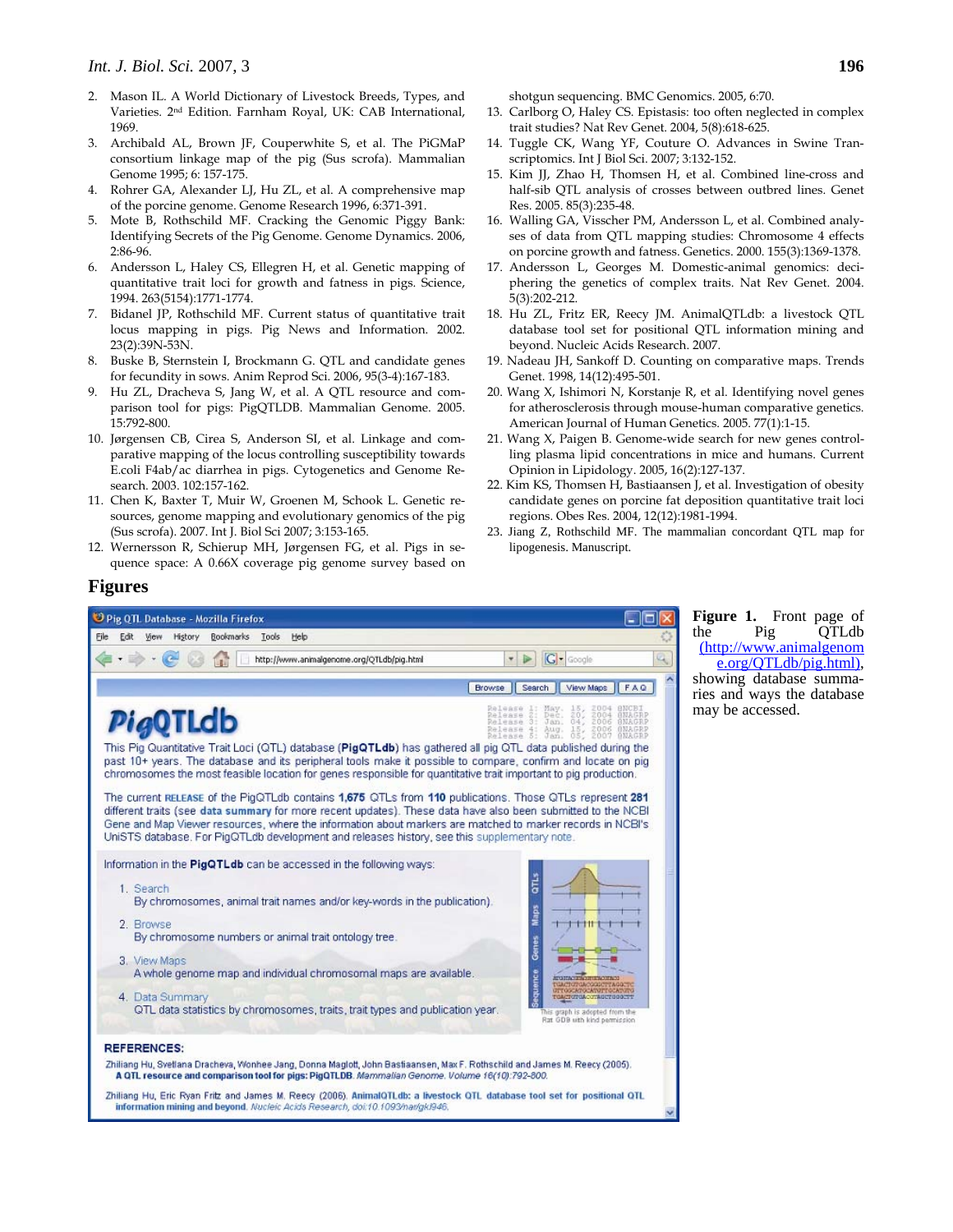2. Mason IL. A World Dictionary of Livestock Breeds, Types, and Varieties. 2nd Edition. Farnham Royal, UK: CAB International, 1969.
3. Archibald AL, Brown JF, Couperwhite S, et al. The PiGMaP consortium linkage map of the pig (Sus scrofa). Mammalian Genome 1995; 6: 157-175.
4. Rohrer GA, Alexander LJ, Hu ZL, et al. A comprehensive map of the porcine genome. Genome Research 1996, 6:371-391.
5. Mote B, Rothschild MF. Cracking the Genomic Piggy Bank: Identifying Secrets of the Pig Genome. Genome Dynamics. 2006, 2:86-96.
6. Andersson L, Haley CS, Ellegren H, et al. Genetic mapping of quantitative trait loci for growth and fatness in pigs. Science, 1994. 263(5154):1771-1774.
7. Bidanel JP, Rothschild MF. Current status of quantitative trait locus mapping in pigs. Pig News and Information. 2002. 23(2):39N-53N.
8. Buske B, Sternstein I, Brockmann G. QTL and candidate genes for fecundity in sows. Anim Reprod Sci. 2006, 95(3-4):167-183.
9. Hu ZL, Dracheva S, Jang W, et al. A QTL resource and comparison tool for pigs: PigQTLDB. Mammalian Genome. 2005. 15:792-800.
10. Jørgensen CB, Cirea S, Anderson SI, et al. Linkage and comparative mapping of the locus controlling susceptibility towards E.coli F4ab/ac diarrhea in pigs. Cytogenetics and Genome Research. 2003. 102:157-162.
11. Chen K, Baxter T, Muir W, Groenen M, Schook L. Genetic resources, genome mapping and evolutionary genomics of the pig (Sus scrofa). 2007. Int J. Biol Sci 2007; 3:153-165.
12. Wernersson R, Schierup MH, Jørgensen FG, et al. Pigs in sequence space: A 0.66X coverage pig genome survey based on shotgun sequencing. BMC Genomics. 2005, 6:70.
13. Carlborg O, Haley CS. Epistasis: too often neglected in complex trait studies? Nat Rev Genet. 2004, 5(8):618-625.
14. Tuggle CK, Wang YF, Couture O. Advances in Swine Transcriptomics. Int J Biol Sci. 2007; 3:132-152.
15. Kim JJ, Zhao H, Thomsen H, et al. Combined line-cross and half-sib QTL analysis of crosses between outbred lines. Genet Res. 2005. 85(3):235-48.
16. Walling GA, Visscher PM, Andersson L, et al. Combined analyses of data from QTL mapping studies: Chromosome 4 effects on porcine growth and fatness. Genetics. 2000. 155(3):1369-1378.
17. Andersson L, Georges M. Domestic-animal genomics: deciphering the genetics of complex traits. Nat Rev Genet. 2004. 5(3):202-212.
18. Hu ZL, Fritz ER, Reecy JM. AnimalQTLdb: a livestock QTL database tool set for positional QTL information mining and beyond. Nucleic Acids Research. 2007.
19. Nadeau JH, Sankoff D. Counting on comparative maps. Trends Genet. 1998, 14(12):495-501.
20. Wang X, Ishimori N, Korstanje R, et al. Identifying novel genes for atherosclerosis through mouse-human comparative genetics. American Journal of Human Genetics. 2005. 77(1):1-15.
21. Wang X, Paigen B. Genome-wide search for new genes controlling plasma lipid concentrations in mice and humans. Current Opinion in Lipidology. 2005, 16(2):127-137.
22. Kim KS, Thomsen H, Bastiaansen J, et al. Investigation of obesity candidate genes on porcine fat deposition quantitative trait loci regions. Obes Res. 2004, 12(12):1981-1994.
23. Jiang Z, Rothschild MF. The mammalian concordant QTL map for lipogenesis. Manuscript.

## Figures

**Figure 1.** Front page of the Pig QTLdb (http://www.animalgenome.org/QTLdb/pig.html), showing database summaries and ways the database may be accessed.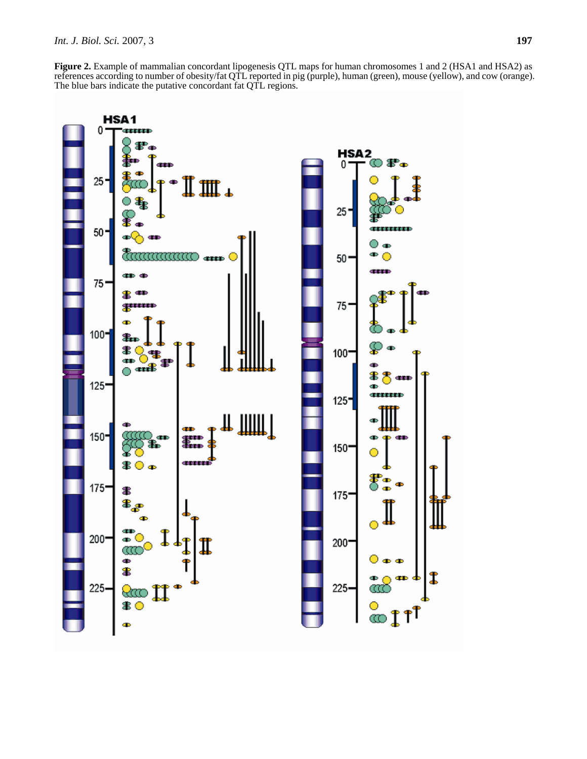**Figure 2.** Example of mammalian concordant lipogenesis QTL maps for human chromosomes 1 and 2 (HSA1 and HSA2) as references according to number of obesity/fat QTL reported in pig (purple), human (green), mouse (yellow), and cow (orange). The blue bars indicate the putative concordant fat QTL regions.

HSA1

0
25
50
75
100
125
150
175
200
225

HSA2

0
25
50
75
100
125
150
175
200
225